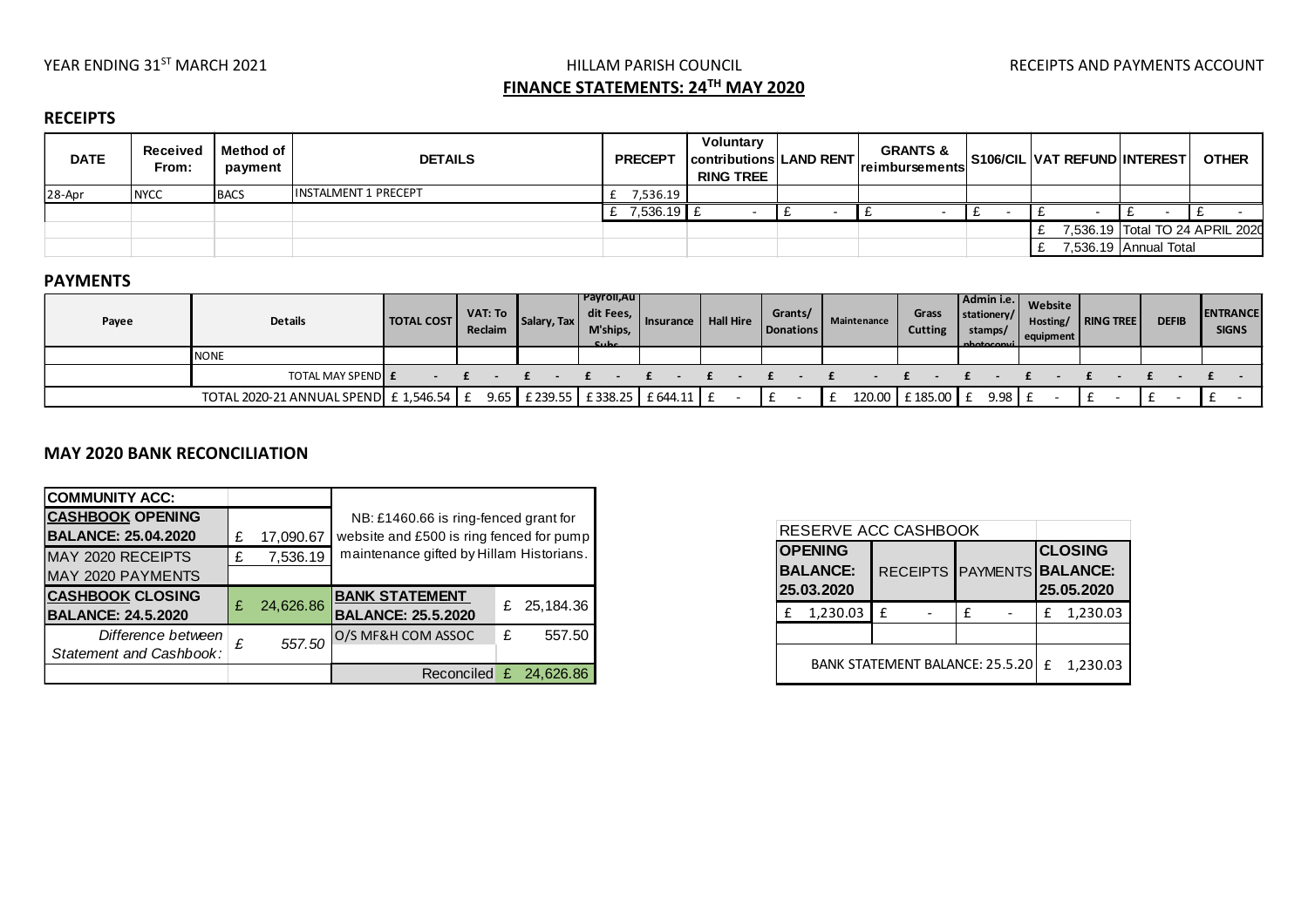YEAR ENDING 31[ST] MARCH 2021

HILLAM PARISH COUNCIL

RECEIPTS AND PAYMENTS ACCOUNT

## FINANCE STATEMENTS: 24[TH] MAY 2020

### RECEIPTS

| DATE | Received From: | Method of payment | DETAILS | PRECEPT | Voluntary contributions RING TREE | LAND RENT | GRANTS & reimbursements | S106/CIL | VAT REFUND | INTEREST | OTHER |
|---|---|---|---|---|---|---|---|---|---|---|---|
| 28-Apr | NYCC | BACS | INSTALMENT 1 PRECEPT | £ 7,536.19 | | | | | | | |
| | | | | £ 7,536.19 | £ - | £ - | £ - | £ - | £ - | £ - | £ - |
| | | | | | | | | | £ 7,536.19 | Total TO 24 APRIL 2020 | |
| | | | | | | | | | £ 7,536.19 | Annual Total | |

### PAYMENTS

| Payee | Details | TOTAL COST | VAT: To Reclaim | Salary, Tax | Payroll,Audit Fees, M'ships, Subs | Insurance | Hall Hire | Grants/ Donations | Maintenance | Grass Cutting | Admin i.e. stationery/ stamps/ photocopying | Website Hosting/ equipment | RING TREE | DEFIB | ENTRANCE SIGNS |
|---|---|---|---|---|---|---|---|---|---|---|---|---|---|---|---|
| | NONE | | | | | | | | | | | | | | |
| | TOTAL MAY SPEND | £ - | £ - | £ - | £ - | £ - | £ - | £ - | £ - | £ - | £ - | £ - | £ - | £ - | £ - |
| | TOTAL 2020-21 ANNUAL SPEND | £ 1,546.54 | £ 9.65 | £ 239.55 | £ 338.25 | £ 644.11 | £ - | £ - | £ 120.00 | £ 185.00 | £ 9.98 | £ - | £ - | £ - | £ - |

### MAY 2020 BANK RECONCILIATION

| COMMUNITY ACC: | | | |
|---|---|---|---|
| CASHBOOK OPENING BALANCE: 25.04.2020 | £ 17,090.67 | NB: £1460.66 is ring-fenced grant for website and £500 is ring fenced for pump maintenance gifted by Hillam Historians. | |
| MAY 2020 RECEIPTS | £ 7,536.19 | | |
| MAY 2020 PAYMENTS | | | |
| CASHBOOK CLOSING BALANCE: 24.5.2020 | £ 24,626.86 | BANK STATEMENT BALANCE: 25.5.2020 | £ 25,184.36 |
| *Difference between Statement and Cashbook:* | *£ 557.50* | O/S MF&H COM ASSOC | £ 557.50 |
| | | Reconciled | £ 24,626.86 |

| RESERVE ACC CASHBOOK | | | |
|---|---|---|---|
| OPENING BALANCE: 25.03.2020 | RECEIPTS | PAYMENTS | CLOSING BALANCE: 25.05.2020 |
| £ 1,230.03 | £ - | £ - | £ 1,230.03 |
| | | | |
| BANK STATEMENT BALANCE: 25.5.20 | | | £ 1,230.03 |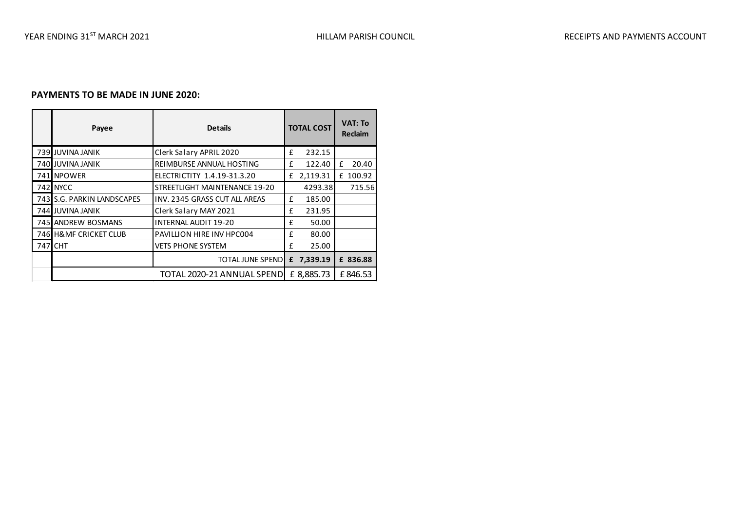YEAR ENDING 31ST MARCH 2021 HILLAM PARISH COUNCIL RECEIPTS AND PAYMENTS ACCOUNT

**PAYMENTS TO BE MADE IN JUNE 2020:**

| | Payee | Details | TOTAL COST | VAT: To Reclaim |
|---|---|---|---|---|
| 739 | JUVINA JANIK | Clerk Salary APRIL 2020 | £ 232.15 | |
| 740 | JUVINA JANIK | REIMBURSE ANNUAL HOSTING | £ 122.40 | £ 20.40 |
| 741 | NPOWER | ELECTRICTITY 1.4.19-31.3.20 | £ 2,119.31 | £ 100.92 |
| 742 | NYCC | STREETLIGHT MAINTENANCE 19-20 | 4293.38 | 715.56 |
| 743 | S.G. PARKIN LANDSCAPES | INV. 2345 GRASS CUT ALL AREAS | £ 185.00 | |
| 744 | JUVINA JANIK | Clerk Salary MAY 2021 | £ 231.95 | |
| 745 | ANDREW BOSMANS | INTERNAL AUDIT 19-20 | £ 50.00 | |
| 746 | H&MF CRICKET CLUB | PAVILLION HIRE INV HPC004 | £ 80.00 | |
| 747 | CHT | VETS PHONE SYSTEM | £ 25.00 | |
| | | TOTAL JUNE SPEND | **£ 7,339.19** | **£ 836.88** |
| | TOTAL 2020-21 ANNUAL SPEND | | £ 8,885.73 | £ 846.53 |